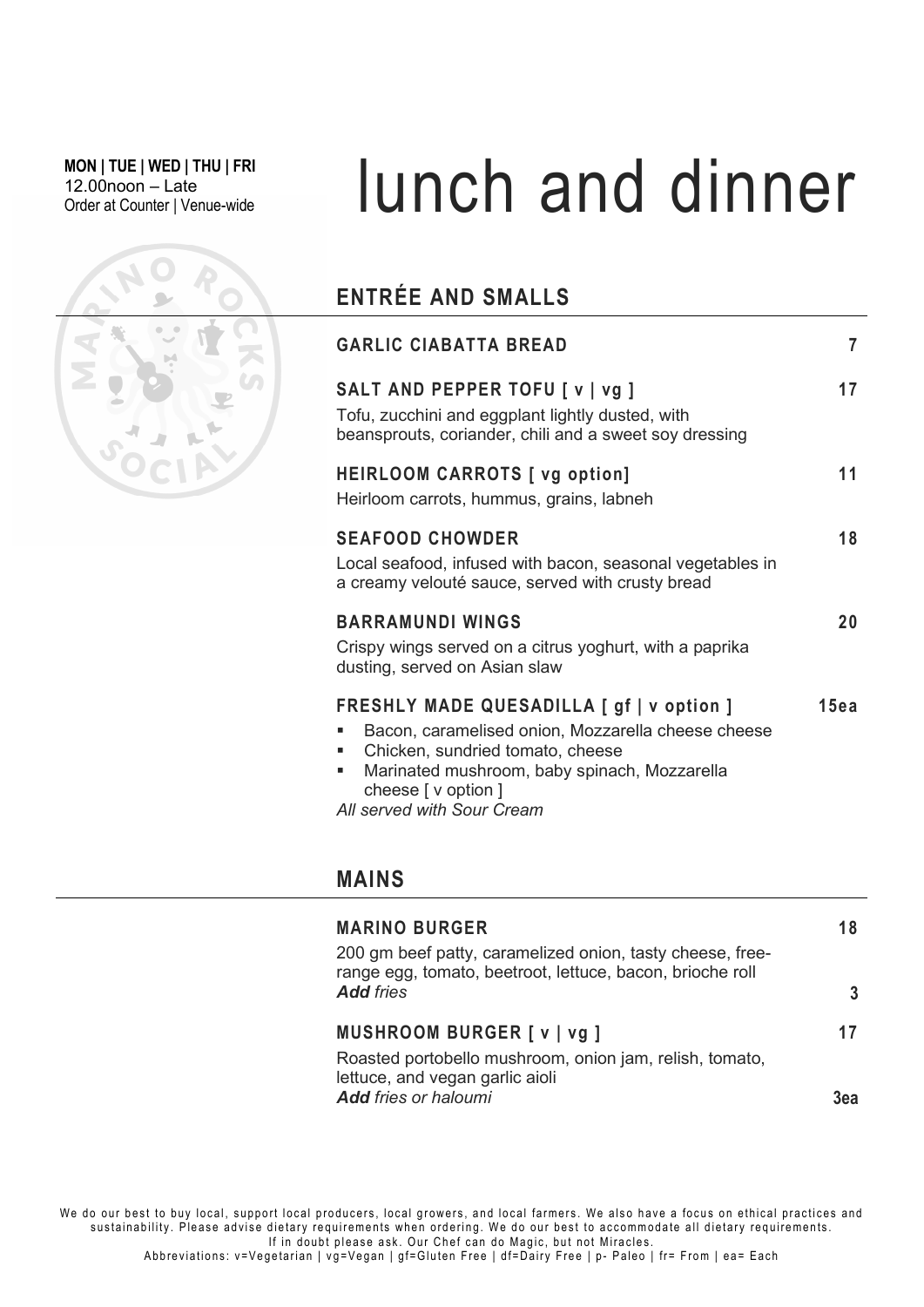**MON | TUE | WED | THU | FRI**
12.00noon – Late
Order at Counter | Venue-wide

# lunch and dinner

## ENTRÉE AND SMALLS

**GARLIC CIABATTA BREAD** — 7

**SALT AND PEPPER TOFU [ v | vg ]** — 17
Tofu, zucchini and eggplant lightly dusted, with beansprouts, coriander, chili and a sweet soy dressing

**HEIRLOOM CARROTS [ vg option]** — 11
Heirloom carrots, hummus, grains, labneh

**SEAFOOD CHOWDER** — 18
Local seafood, infused with bacon, seasonal vegetables in a creamy velouté sauce, served with crusty bread

**BARRAMUNDI WINGS** — 20
Crispy wings served on a citrus yoghurt, with a paprika dusting, served on Asian slaw

**FRESHLY MADE QUESADILLA [ gf | v option ]** — 15ea

- Bacon, caramelised onion, Mozzarella cheese cheese
- Chicken, sundried tomato, cheese
- Marinated mushroom, baby spinach, Mozzarella cheese [ v option ]

*All served with Sour Cream*

## MAINS

**MARINO BURGER** — 18
200 gm beef patty, caramelized onion, tasty cheese, free-range egg, tomato, beetroot, lettuce, bacon, brioche roll
***Add** fries* — 3

**MUSHROOM BURGER [ v | vg ]** — 17
Roasted portobello mushroom, onion jam, relish, tomato, lettuce, and vegan garlic aioli
***Add** fries or haloumi* — 3ea

We do our best to buy local, support local producers, local growers, and local farmers. We also have a focus on ethical practices and sustainability. Please advise dietary requirements when ordering. We do our best to accommodate all dietary requirements. If in doubt please ask. Our Chef can do Magic, but not Miracles.
Abbreviations: v=Vegetarian | vg=Vegan | gf=Gluten Free | df=Dairy Free | p- Paleo | fr= From | ea= Each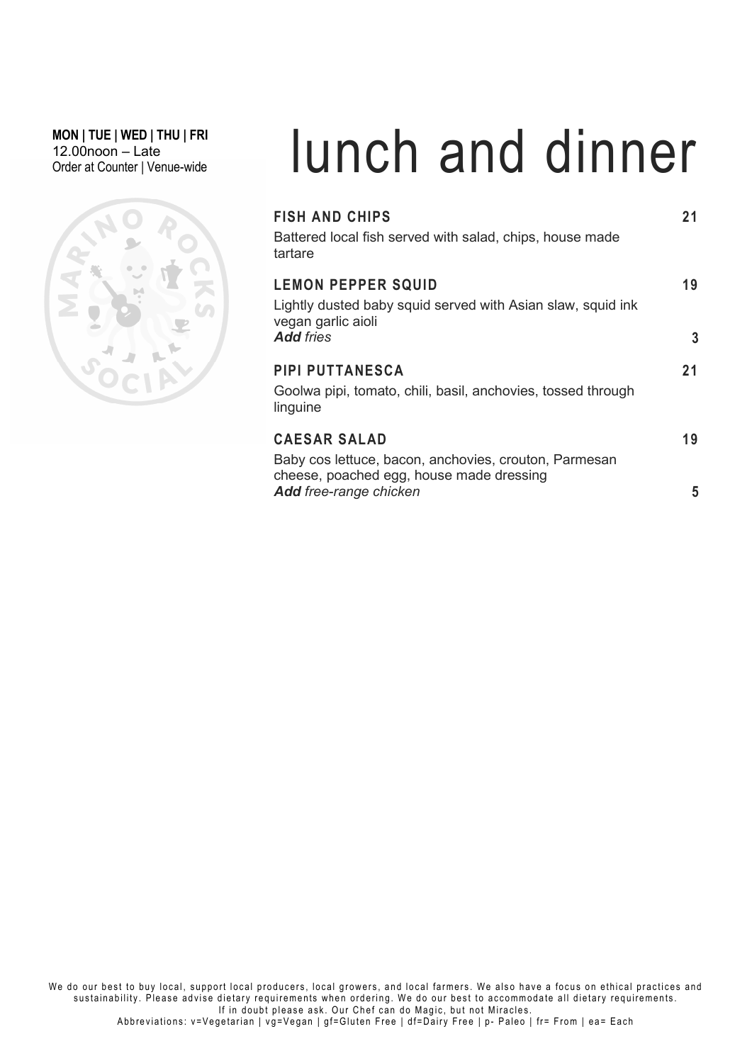**MON | TUE | WED | THU | FRI**
12.00noon – Late
Order at Counter | Venue-wide

# lunch and dinner

**FISH AND CHIPS** 21

Battered local fish served with salad, chips, house made tartare

**LEMON PEPPER SQUID** 19

Lightly dusted baby squid served with Asian slaw, squid ink vegan garlic aioli

***Add** fries* 3

**PIPI PUTTANESCA** 21

Goolwa pipi, tomato, chili, basil, anchovies, tossed through linguine

**CAESAR SALAD** 19

Baby cos lettuce, bacon, anchovies, crouton, Parmesan cheese, poached egg, house made dressing

***Add** free-range chicken* 5

We do our best to buy local, support local producers, local growers, and local farmers. We also have a focus on ethical practices and sustainability. Please advise dietary requirements when ordering. We do our best to accommodate all dietary requirements. If in doubt please ask. Our Chef can do Magic, but not Miracles.
Abbreviations: v=Vegetarian | vg=Vegan | gf=Gluten Free | df=Dairy Free | p- Paleo | fr= From | ea= Each